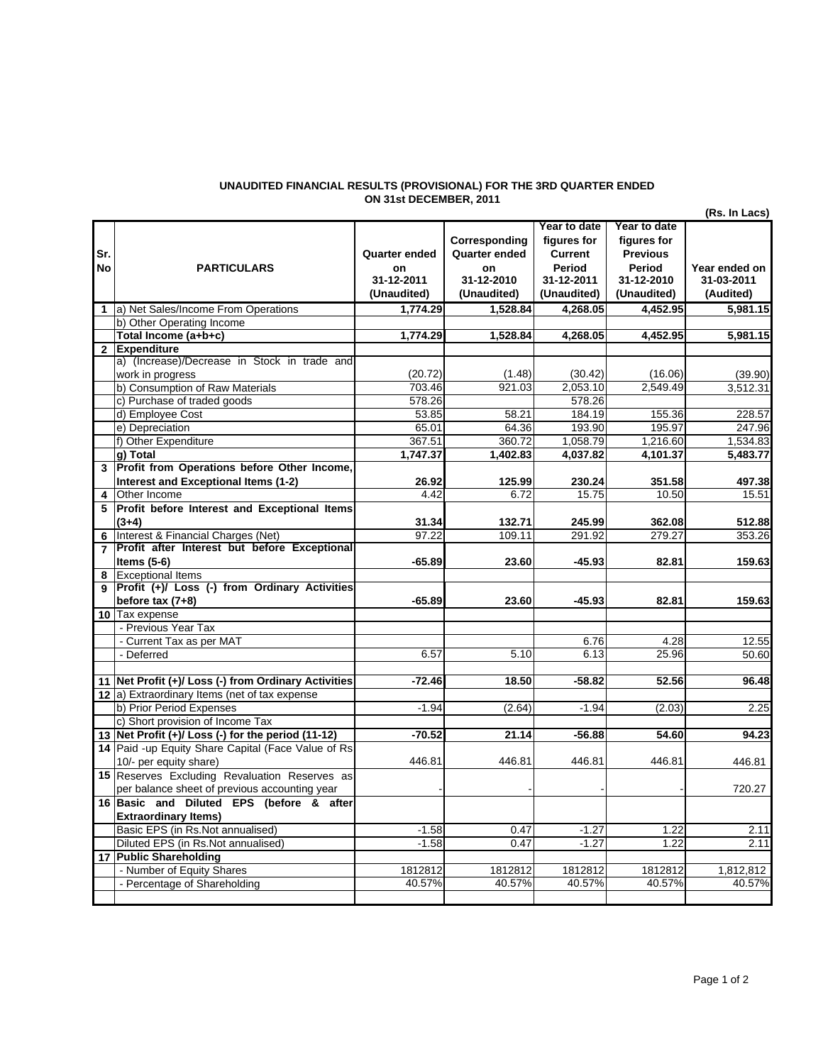## UNAUDITED FINANCIAL RESULTS (PROVISIONAL) FOR THE 3RD QUARTER ENDED ON 31st DECEMBER, 2011

(Rs. In Lacs)

| Sr. No | PARTICULARS | Quarter ended on 31-12-2011 (Unaudited) | Corresponding Quarter ended on 31-12-2010 (Unaudited) | Year to date figures for Current Period 31-12-2011 (Unaudited) | Year to date figures for Previous Period 31-12-2010 (Unaudited) | Year ended on 31-03-2011 (Audited) |
|---|---|---|---|---|---|---|
| 1 | a) Net Sales/Income From Operations | 1,774.29 | 1,528.84 | 4,268.05 | 4,452.95 | 5,981.15 |
| | b) Other Operating Income | | | | | |
| | **Total Income (a+b+c)** | **1,774.29** | **1,528.84** | **4,268.05** | **4,452.95** | **5,981.15** |
| 2 | **Expenditure** | | | | | |
| | a) (Increase)/Decrease in Stock in trade and work in progress | (20.72) | (1.48) | (30.42) | (16.06) | (39.90) |
| | b) Consumption of Raw Materials | 703.46 | 921.03 | 2,053.10 | 2,549.49 | 3,512.31 |
| | c) Purchase of traded goods | 578.26 | | 578.26 | | |
| | d) Employee Cost | 53.85 | 58.21 | 184.19 | 155.36 | 228.57 |
| | e) Depreciation | 65.01 | 64.36 | 193.90 | 195.97 | 247.96 |
| | f) Other Expenditure | 367.51 | 360.72 | 1,058.79 | 1,216.60 | 1,534.83 |
| | **g) Total** | **1,747.37** | **1,402.83** | **4,037.82** | **4,101.37** | **5,483.77** |
| 3 | **Profit from Operations before Other Income, Interest and Exceptional Items (1-2)** | **26.92** | **125.99** | **230.24** | **351.58** | **497.38** |
| 4 | Other Income | 4.42 | 6.72 | 15.75 | 10.50 | 15.51 |
| 5 | **Profit before Interest and Exceptional Items (3+4)** | **31.34** | **132.71** | **245.99** | **362.08** | **512.88** |
| 6 | Interest & Financial Charges (Net) | 97.22 | 109.11 | 291.92 | 279.27 | 353.26 |
| 7 | **Profit after Interest but before Exceptional Items (5-6)** | **-65.89** | **23.60** | **-45.93** | **82.81** | **159.63** |
| 8 | Exceptional Items | | | | | |
| 9 | **Profit (+)/ Loss (-) from Ordinary Activities before tax (7+8)** | **-65.89** | **23.60** | **-45.93** | **82.81** | **159.63** |
| 10 | Tax expense | | | | | |
| | - Previous Year Tax | | | | | |
| | - Current Tax as per MAT | | | 6.76 | 4.28 | 12.55 |
| | - Deferred | 6.57 | 5.10 | 6.13 | 25.96 | 50.60 |
| 11 | **Net Profit (+)/ Loss (-) from Ordinary Activities** | **-72.46** | **18.50** | **-58.82** | **52.56** | **96.48** |
| 12 | a) Extraordinary Items (net of tax expense | | | | | |
| | b) Prior Period Expenses | -1.94 | (2.64) | -1.94 | (2.03) | 2.25 |
| | c) Short provision of Income Tax | | | | | |
| 13 | **Net Profit (+)/ Loss (-) for the period (11-12)** | **-70.52** | **21.14** | **-56.88** | **54.60** | **94.23** |
| 14 | Paid -up Equity Share Capital (Face Value of Rs 10/- per equity share) | 446.81 | 446.81 | 446.81 | 446.81 | 446.81 |
| 15 | Reserves Excluding Revaluation Reserves as per balance sheet of previous accounting year | - | - | - | - | 720.27 |
| 16 | **Basic and Diluted EPS (before & after Extraordinary Items)** | | | | | |
| | Basic EPS (in Rs.Not annualised) | -1.58 | 0.47 | -1.27 | 1.22 | 2.11 |
| | Diluted EPS (in Rs.Not annualised) | -1.58 | 0.47 | -1.27 | 1.22 | 2.11 |
| 17 | **Public Shareholding** | | | | | |
| | - Number of Equity Shares | 1812812 | 1812812 | 1812812 | 1812812 | 1,812,812 |
| | - Percentage of Shareholding | 40.57% | 40.57% | 40.57% | 40.57% | 40.57% |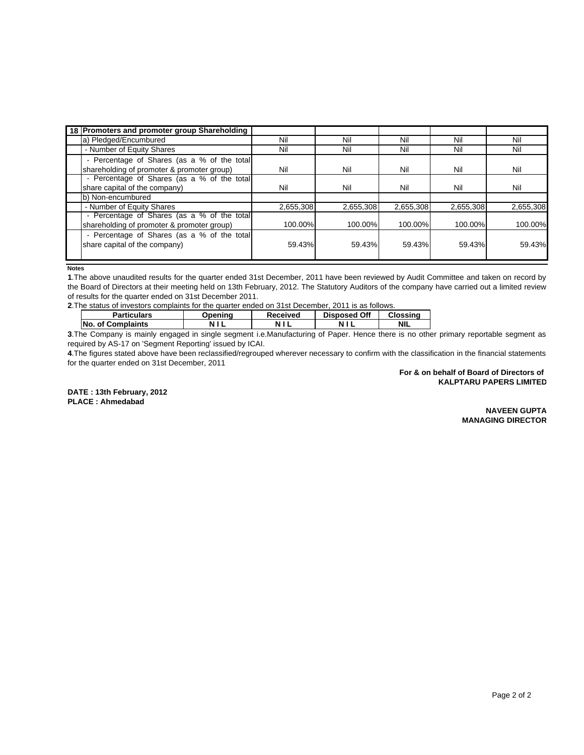| | | | | | | |
|---|---|---|---|---|---|---|
| 18 | **Promoters and promoter group Shareholding** | | | | | |
| | a) Pledged/Encumbured | Nil | Nil | Nil | Nil | Nil |
| | - Number of Equity Shares | Nil | Nil | Nil | Nil | Nil |
| | - Percentage of Shares (as a % of the total shareholding of promoter & promoter group) | Nil | Nil | Nil | Nil | Nil |
| | - Percentage of Shares (as a % of the total share capital of the company) | Nil | Nil | Nil | Nil | Nil |
| | b) Non-encumbured | | | | | |
| | - Number of Equity Shares | 2,655,308 | 2,655,308 | 2,655,308 | 2,655,308 | 2,655,308 |
| | - Percentage of Shares (as a % of the total shareholding of promoter & promoter group) | 100.00% | 100.00% | 100.00% | 100.00% | 100.00% |
| | - Percentage of Shares (as a % of the total share capital of the company) | 59.43% | 59.43% | 59.43% | 59.43% | 59.43% |

**Notes**

**1**.The above unaudited results for the quarter ended 31st December, 2011 have been reviewed by Audit Committee and taken on record by the Board of Directors at their meeting held on 13th February, 2012. The Statutory Auditors of the company have carried out a limited review of results for the quarter ended on 31st December 2011.

**2**.The status of investors complaints for the quarter ended on 31st December, 2011 is as follows.

| Particulars | Opening | Received | Disposed Off | Clossing |
|---|---|---|---|---|
| No. of Complaints | N I L | N I L | N I L | NIL |

**3**.The Company is mainly engaged in single segment i.e.Manufacturing of Paper. Hence there is no other primary reportable segment as required by AS-17 on 'Segment Reporting' issued by ICAI.

**4**.The figures stated above have been reclassified/regrouped wherever necessary to confirm with the classification in the financial statements for the quarter ended on 31st December, 2011

**For & on behalf of Board of Directors of**
**KALPTARU PAPERS LIMITED**

**DATE : 13th February, 2012**
**PLACE : Ahmedabad**

**NAVEEN GUPTA**
**MANAGING DIRECTOR**